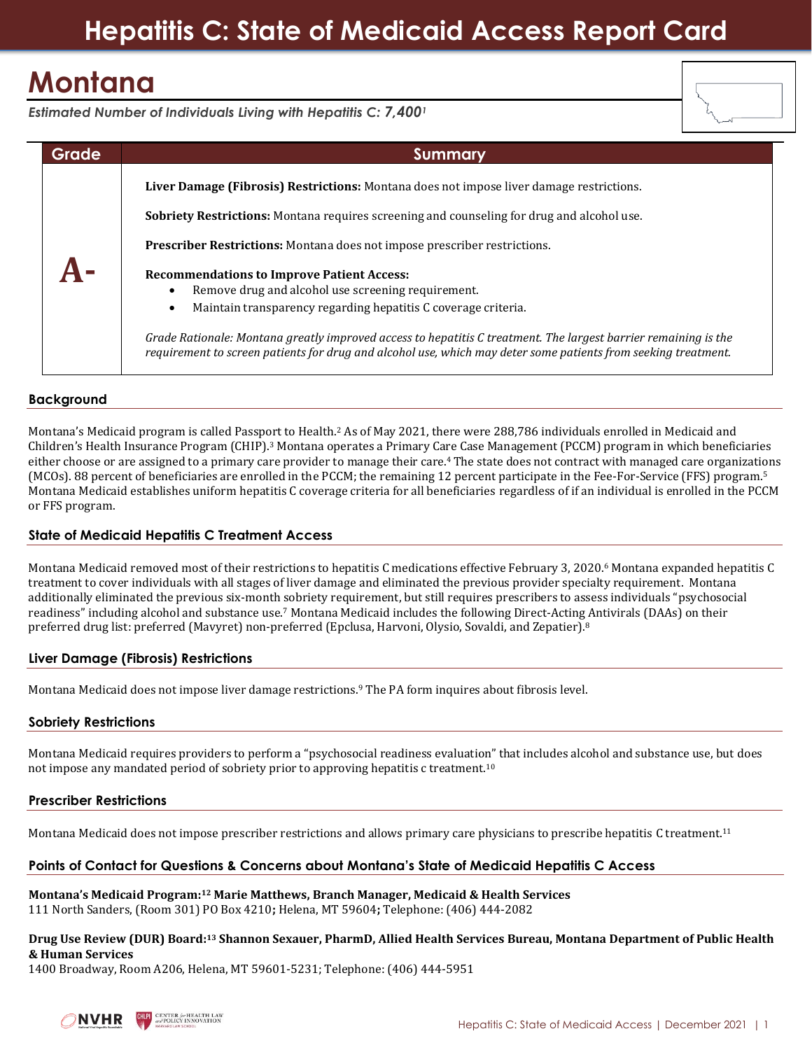# Hepatitis C: State of Medicaid Access Report Card

## Montana

*Estimated Number of Individuals Living with Hepatitis C: **7,400**[1]*

| Grade | Summary |
| --- | --- |
| **A-** | **Liver Damage (Fibrosis) Restrictions:** Montana does not impose liver damage restrictions.<br><br>**Sobriety Restrictions:** Montana requires screening and counseling for drug and alcohol use.<br><br>**Prescriber Restrictions:** Montana does not impose prescriber restrictions.<br><br>**Recommendations to Improve Patient Access:**<br>• Remove drug and alcohol use screening requirement.<br>• Maintain transparency regarding hepatitis C coverage criteria.<br><br>*Grade Rationale: Montana greatly improved access to hepatitis C treatment. The largest barrier remaining is the requirement to screen patients for drug and alcohol use, which may deter some patients from seeking treatment.* |

### Background

Montana's Medicaid program is called Passport to Health.[2] As of May 2021, there were 288,786 individuals enrolled in Medicaid and Children's Health Insurance Program (CHIP).[3] Montana operates a Primary Care Case Management (PCCM) program in which beneficiaries either choose or are assigned to a primary care provider to manage their care.[4] The state does not contract with managed care organizations (MCOs). 88 percent of beneficiaries are enrolled in the PCCM; the remaining 12 percent participate in the Fee-For-Service (FFS) program.[5] Montana Medicaid establishes uniform hepatitis C coverage criteria for all beneficiaries regardless of if an individual is enrolled in the PCCM or FFS program.

### State of Medicaid Hepatitis C Treatment Access

Montana Medicaid removed most of their restrictions to hepatitis C medications effective February 3, 2020.[6] Montana expanded hepatitis C treatment to cover individuals with all stages of liver damage and eliminated the previous provider specialty requirement. Montana additionally eliminated the previous six-month sobriety requirement, but still requires prescribers to assess individuals "psychosocial readiness" including alcohol and substance use.[7] Montana Medicaid includes the following Direct-Acting Antivirals (DAAs) on their preferred drug list: preferred (Mavyret) non-preferred (Epclusa, Harvoni, Olysio, Sovaldi, and Zepatier).[8]

### Liver Damage (Fibrosis) Restrictions

Montana Medicaid does not impose liver damage restrictions.[9] The PA form inquires about fibrosis level.

### Sobriety Restrictions

Montana Medicaid requires providers to perform a "psychosocial readiness evaluation" that includes alcohol and substance use, but does not impose any mandated period of sobriety prior to approving hepatitis c treatment.[10]

### Prescriber Restrictions

Montana Medicaid does not impose prescriber restrictions and allows primary care physicians to prescribe hepatitis C treatment.[11]

### Points of Contact for Questions & Concerns about Montana's State of Medicaid Hepatitis C Access

**Montana's Medicaid Program:[12] Marie Matthews, Branch Manager, Medicaid & Health Services**
111 North Sanders, (Room 301) PO Box 4210**;** Helena, MT 59604**;** Telephone: (406) 444-2082

**Drug Use Review (DUR) Board:[13] Shannon Sexauer, PharmD, Allied Health Services Bureau, Montana Department of Public Health & Human Services**
1400 Broadway, Room A206, Helena, MT 59601-5231; Telephone: (406) 444-5951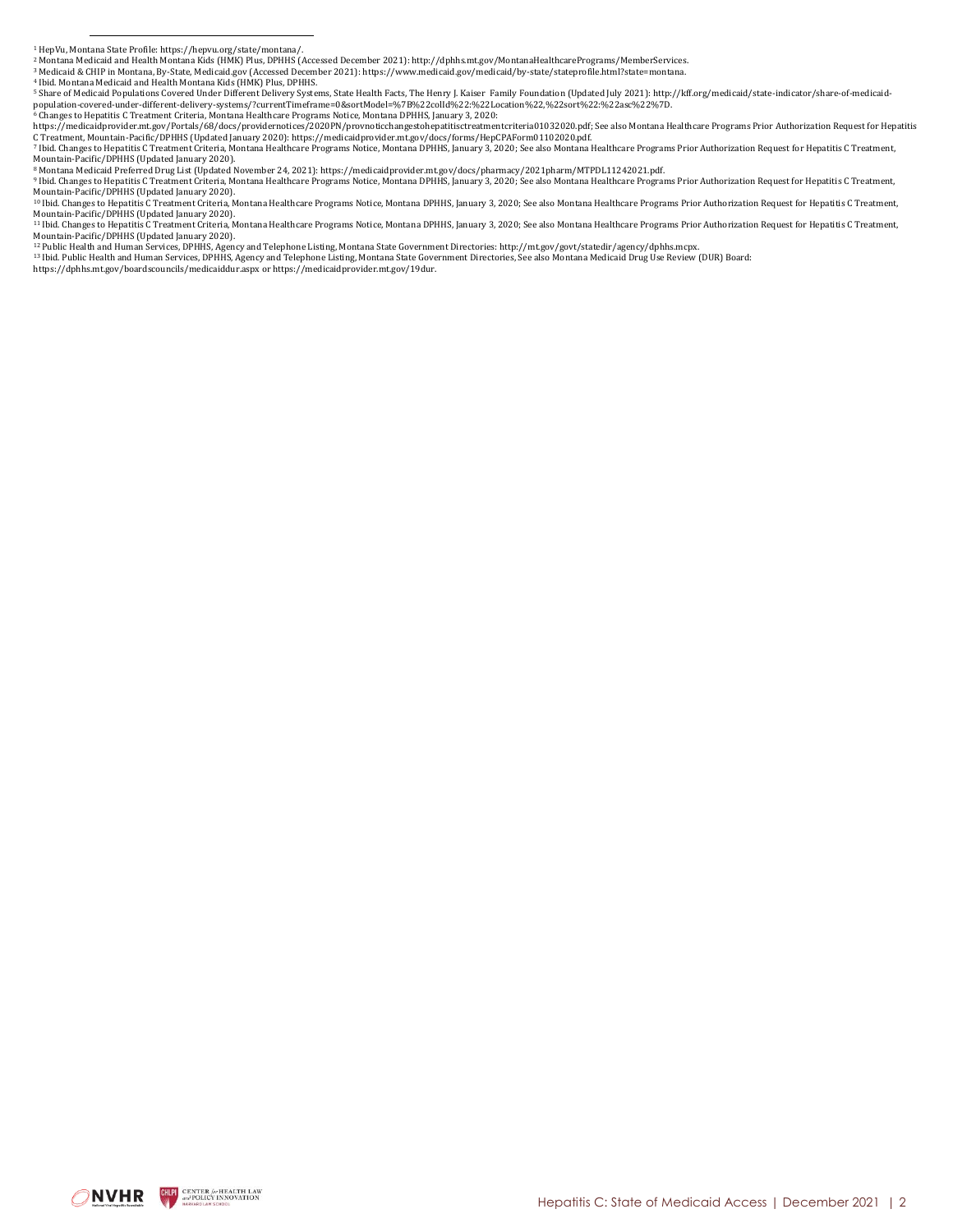[1] HepVu, Montana State Profile: https://hepvu.org/state/montana/.

[2] Montana Medicaid and Health Montana Kids (HMK) Plus, DPHHS (Accessed December 2021): http://dphhs.mt.gov/MontanaHealthcarePrograms/MemberServices.

[3] Medicaid & CHIP in Montana, By-State, Medicaid.gov (Accessed December 2021): https://www.medicaid.gov/medicaid/by-state/stateprofile.html?state=montana.

[4] Ibid. Montana Medicaid and Health Montana Kids (HMK) Plus, DPHHS.

[5] Share of Medicaid Populations Covered Under Different Delivery Systems, State Health Facts, The Henry J. Kaiser Family Foundation (Updated July 2021): http://kff.org/medicaid/state-indicator/share-of-medicaid-population-covered-under-different-delivery-systems/?currentTimeframe=0&sortModel=%7B%22colId%22:%22Location%22,%22sort%22:%22asc%22%7D.

[6] Changes to Hepatitis C Treatment Criteria, Montana Healthcare Programs Notice, Montana DPHHS, January 3, 2020: https://medicaidprovider.mt.gov/Portals/68/docs/providernotices/2020PN/provnoticchangestohepatitisctreatmentcriteria01032020.pdf; See also Montana Healthcare Programs Prior Authorization Request for Hepatitis C Treatment, Mountain-Pacific/DPHHS (Updated January 2020): https://medicaidprovider.mt.gov/docs/forms/HepCPAForm01102020.pdf.

[7] Ibid. Changes to Hepatitis C Treatment Criteria, Montana Healthcare Programs Notice, Montana DPHHS, January 3, 2020; See also Montana Healthcare Programs Prior Authorization Request for Hepatitis C Treatment, Mountain-Pacific/DPHHS (Updated January 2020).

[8] Montana Medicaid Preferred Drug List (Updated November 24, 2021): https://medicaidprovider.mt.gov/docs/pharmacy/2021pharm/MTPDL11242021.pdf.

[9] Ibid. Changes to Hepatitis C Treatment Criteria, Montana Healthcare Programs Notice, Montana DPHHS, January 3, 2020; See also Montana Healthcare Programs Prior Authorization Request for Hepatitis C Treatment, Mountain-Pacific/DPHHS (Updated January 2020).

[10] Ibid. Changes to Hepatitis C Treatment Criteria, Montana Healthcare Programs Notice, Montana DPHHS, January 3, 2020; See also Montana Healthcare Programs Prior Authorization Request for Hepatitis C Treatment, Mountain-Pacific/DPHHS (Updated January 2020).

[11] Ibid. Changes to Hepatitis C Treatment Criteria, Montana Healthcare Programs Notice, Montana DPHHS, January 3, 2020; See also Montana Healthcare Programs Prior Authorization Request for Hepatitis C Treatment, Mountain-Pacific/DPHHS (Updated January 2020).

[12] Public Health and Human Services, DPHHS, Agency and Telephone Listing, Montana State Government Directories: http://mt.gov/govt/statedir/agency/dphhs.mcpx.

[13] Ibid. Public Health and Human Services, DPHHS, Agency and Telephone Listing, Montana State Government Directories, See also Montana Medicaid Drug Use Review (DUR) Board: https://dphhs.mt.gov/boardscouncils/medicaiddur.aspx or https://medicaidprovider.mt.gov/19dur.